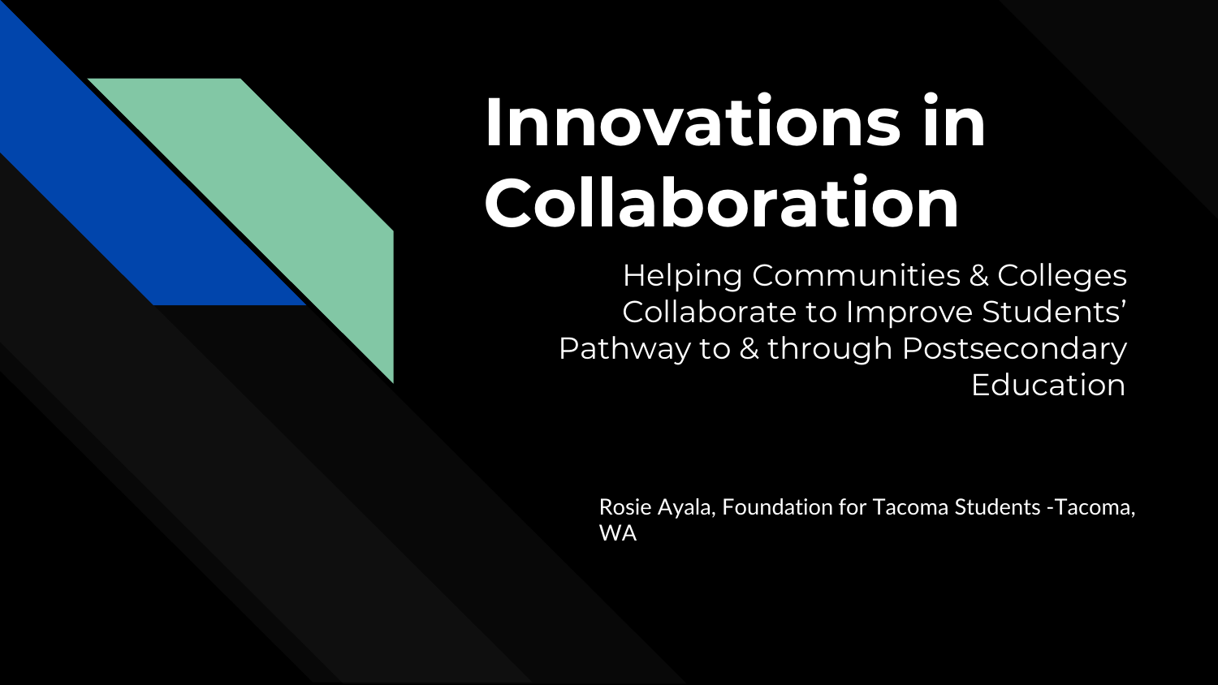# Innovations in Collaboration

Helping Communities & Colleges Collaborate to Improve Students' Pathway to & through Postsecondary Education

Rosie Ayala, Foundation for Tacoma Students -Tacoma, WA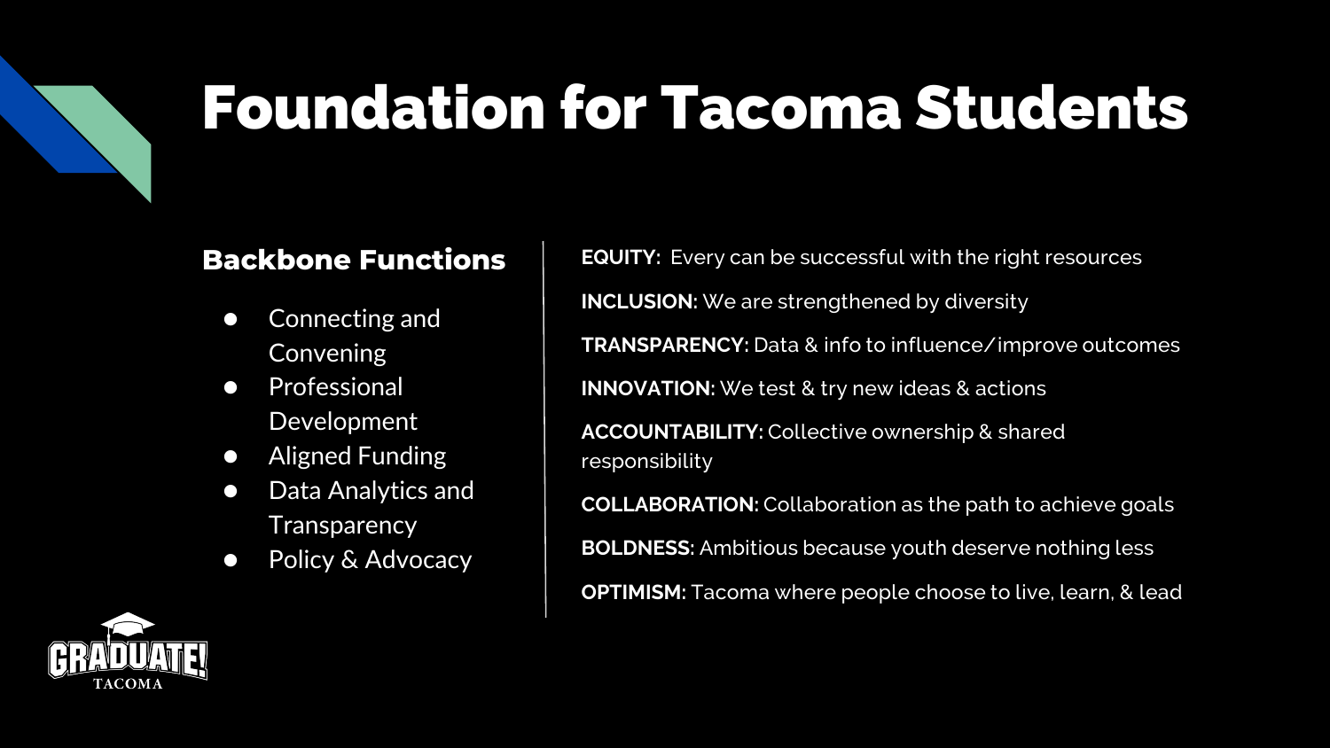# Foundation for Tacoma Students

### Backbone Functions

- Connecting and Convening
- Professional Development
- Aligned Funding
- Data Analytics and Transparency
- Policy & Advocacy

**EQUITY:** Every can be successful with the right resources

**INCLUSION:** We are strengthened by diversity

**TRANSPARENCY:** Data & info to influence/improve outcomes

**INNOVATION:** We test & try new ideas & actions

**ACCOUNTABILITY:** Collective ownership & shared responsibility

**COLLABORATION:** Collaboration as the path to achieve goals

**BOLDNESS:** Ambitious because youth deserve nothing less

**OPTIMISM:** Tacoma where people choose to live, learn, & lead

GRADUATE! TACOMA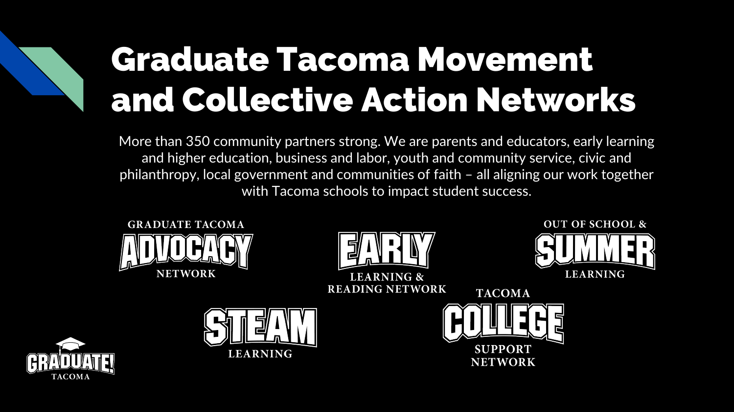# Graduate Tacoma Movement and Collective Action Networks

More than 350 community partners strong. We are parents and educators, early learning and higher education, business and labor, youth and community service, civic and philanthropy, local government and communities of faith – all aligning our work together with Tacoma schools to impact student success.

GRADUATE TACOMA **ADVOCACY** NETWORK

**EARLY** LEARNING & READING NETWORK

OUT OF SCHOOL & **SUMMER** LEARNING

**STEAM** LEARNING

TACOMA **COLLEGE** SUPPORT NETWORK

GRADUATE! TACOMA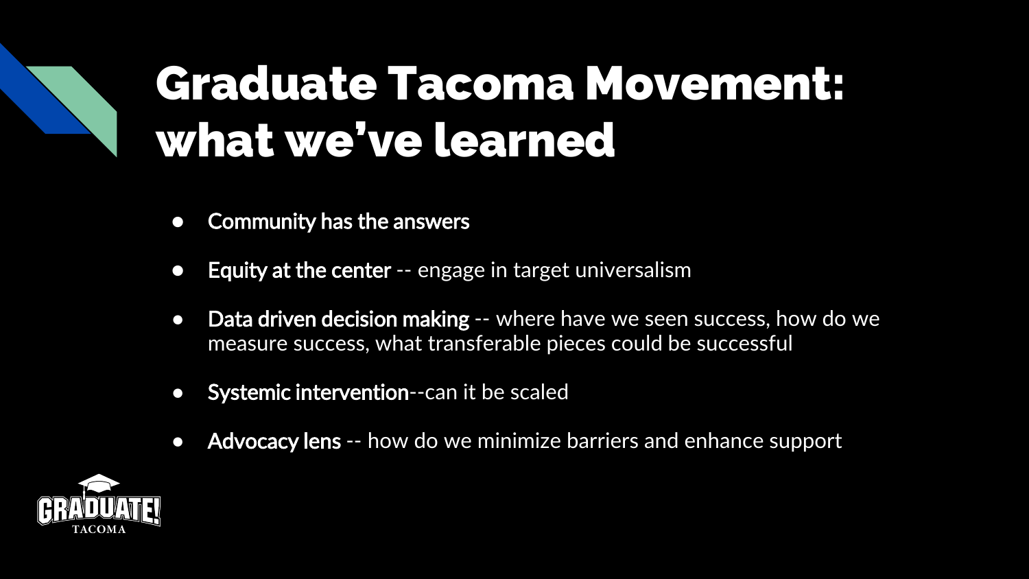# Graduate Tacoma Movement: what we've learned

- **Community has the answers**
- **Equity at the center** -- engage in target universalism
- **Data driven decision making** -- where have we seen success, how do we measure success, what transferable pieces could be successful
- **Systemic intervention**--can it be scaled
- **Advocacy lens** -- how do we minimize barriers and enhance support

GRADUATE! TACOMA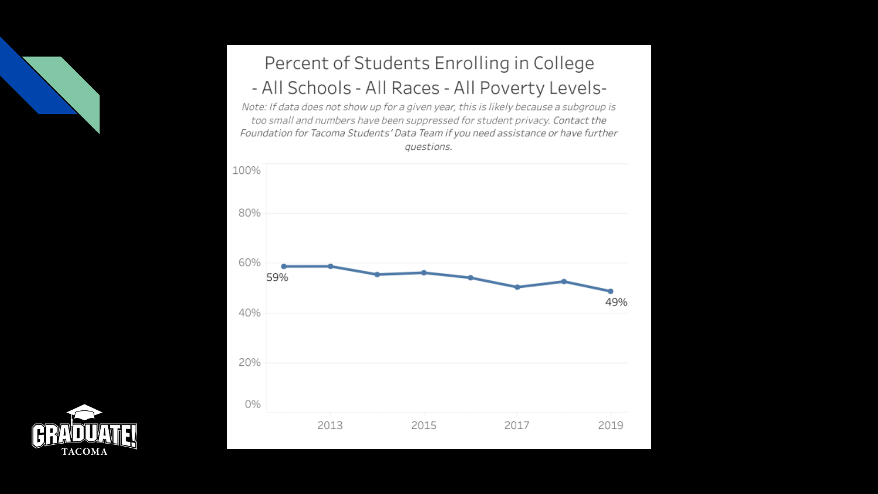# Percent of Students Enrolling in College

## - All Schools - All Races - All Poverty Levels-

*Note: If data does not show up for a given year, this is likely because a subgroup is too small and numbers have been suppressed for student privacy. Contact the Foundation for Tacoma Students' Data Team if you need assistance or have further questions.*

100%
80%
60%
40%
20%
0%

59%

49%

2013 2015 2017 2019

GRADUATE! TACOMA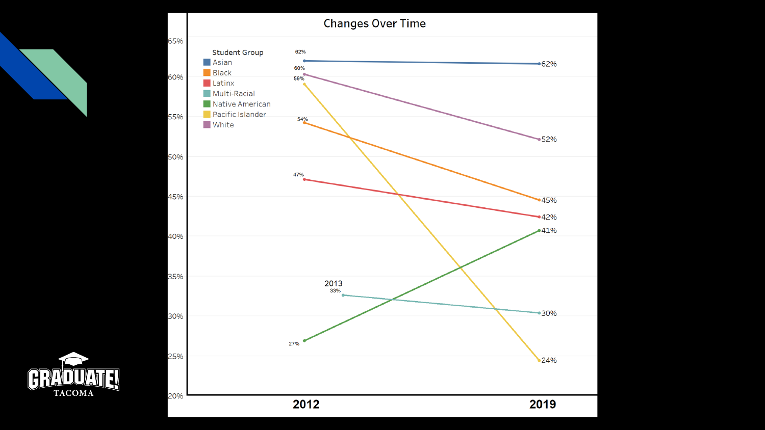## Changes Over Time

| Student Group | 2012 | 2019 |
|---|---|---|
| Asian | 62% | 62% |
| Black | 54% | 45% |
| Latinx | 47% | 42% |
| Multi-Racial | 33% (2013) | 30% |
| Native American | 27% | 41% |
| Pacific Islander | 59% | 24% |
| White | 60% | 52% |

GRADUATE! TACOMA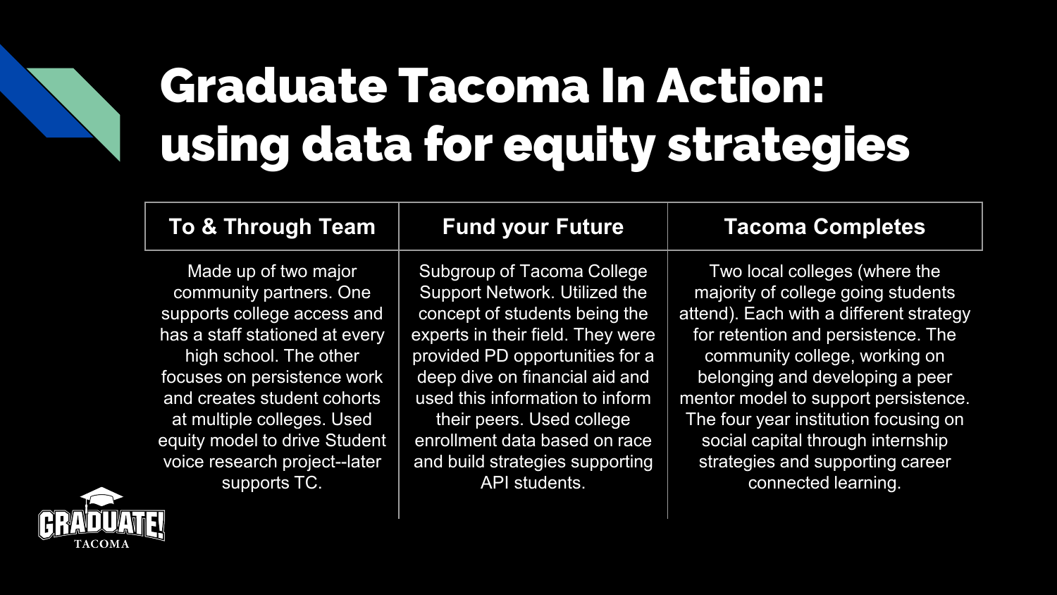# Graduate Tacoma In Action: using data for equity strategies

| To & Through Team | Fund your Future | Tacoma Completes |
| --- | --- | --- |
| Made up of two major community partners. One supports college access and has a staff stationed at every high school. The other focuses on persistence work and creates student cohorts at multiple colleges. Used equity model to drive Student voice research project--later supports TC. | Subgroup of Tacoma College Support Network. Utilized the concept of students being the experts in their field. They were provided PD opportunities for a deep dive on financial aid and used this information to inform their peers. Used college enrollment data based on race and build strategies supporting API students. | Two local colleges (where the majority of college going students attend). Each with a different strategy for retention and persistence. The community college, working on belonging and developing a peer mentor model to support persistence. The four year institution focusing on social capital through internship strategies and supporting career connected learning. |

GRADUATE! TACOMA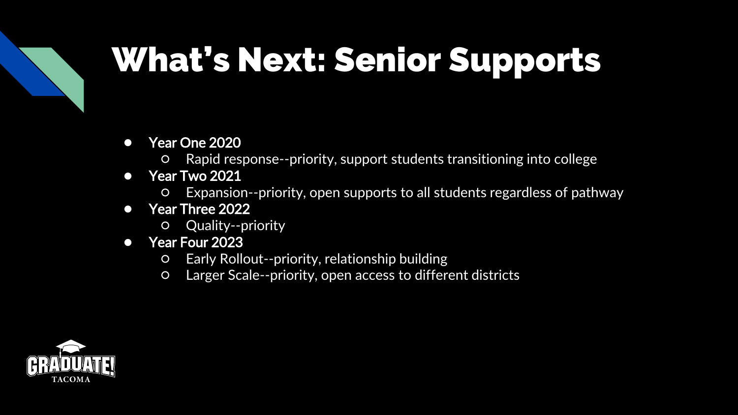# What's Next: Senior Supports

- Year One 2020
  - Rapid response--priority, support students transitioning into college
- Year Two 2021
  - Expansion--priority, open supports to all students regardless of pathway
- Year Three 2022
  - Quality--priority
- Year Four 2023
  - Early Rollout--priority, relationship building
  - Larger Scale--priority, open access to different districts

GRADUATE! TACOMA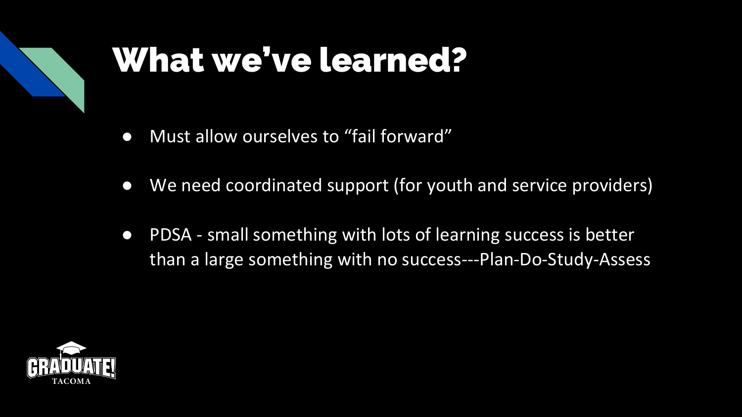# What we've learned?

- Must allow ourselves to "fail forward"
- We need coordinated support (for youth and service providers)
- PDSA - small something with lots of learning success is better than a large something with no success---Plan-Do-Study-Assess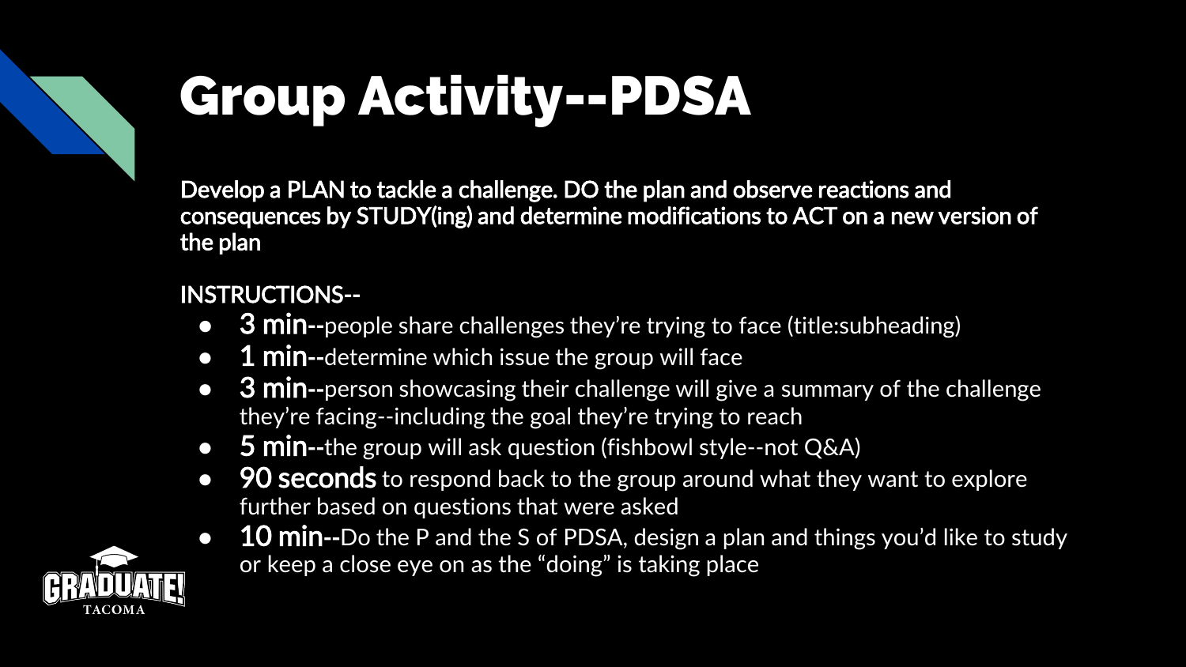# Group Activity--PDSA

**Develop a PLAN to tackle a challenge. DO the plan and observe reactions and consequences by STUDY(ing) and determine modifications to ACT on a new version of the plan**

**INSTRUCTIONS--**

- **3 min--**people share challenges they're trying to face (title:subheading)
- **1 min--**determine which issue the group will face
- **3 min--**person showcasing their challenge will give a summary of the challenge they're facing--including the goal they're trying to reach
- **5 min--**the group will ask question (fishbowl style--not Q&A)
- **90 seconds** to respond back to the group around what they want to explore further based on questions that were asked
- **10 min--**Do the P and the S of PDSA, design a plan and things you'd like to study or keep a close eye on as the "doing" is taking place

GRADUATE! TACOMA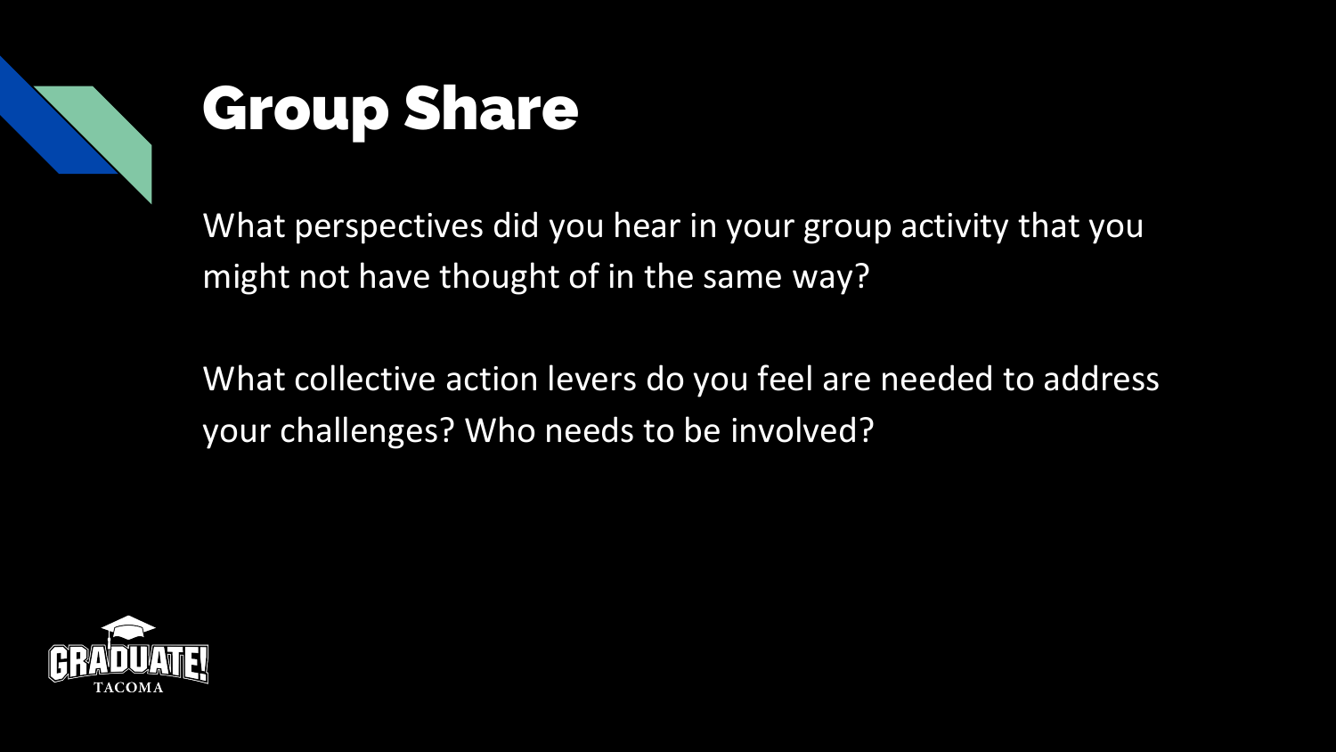# Group Share

What perspectives did you hear in your group activity that you might not have thought of in the same way?

What collective action levers do you feel are needed to address your challenges? Who needs to be involved?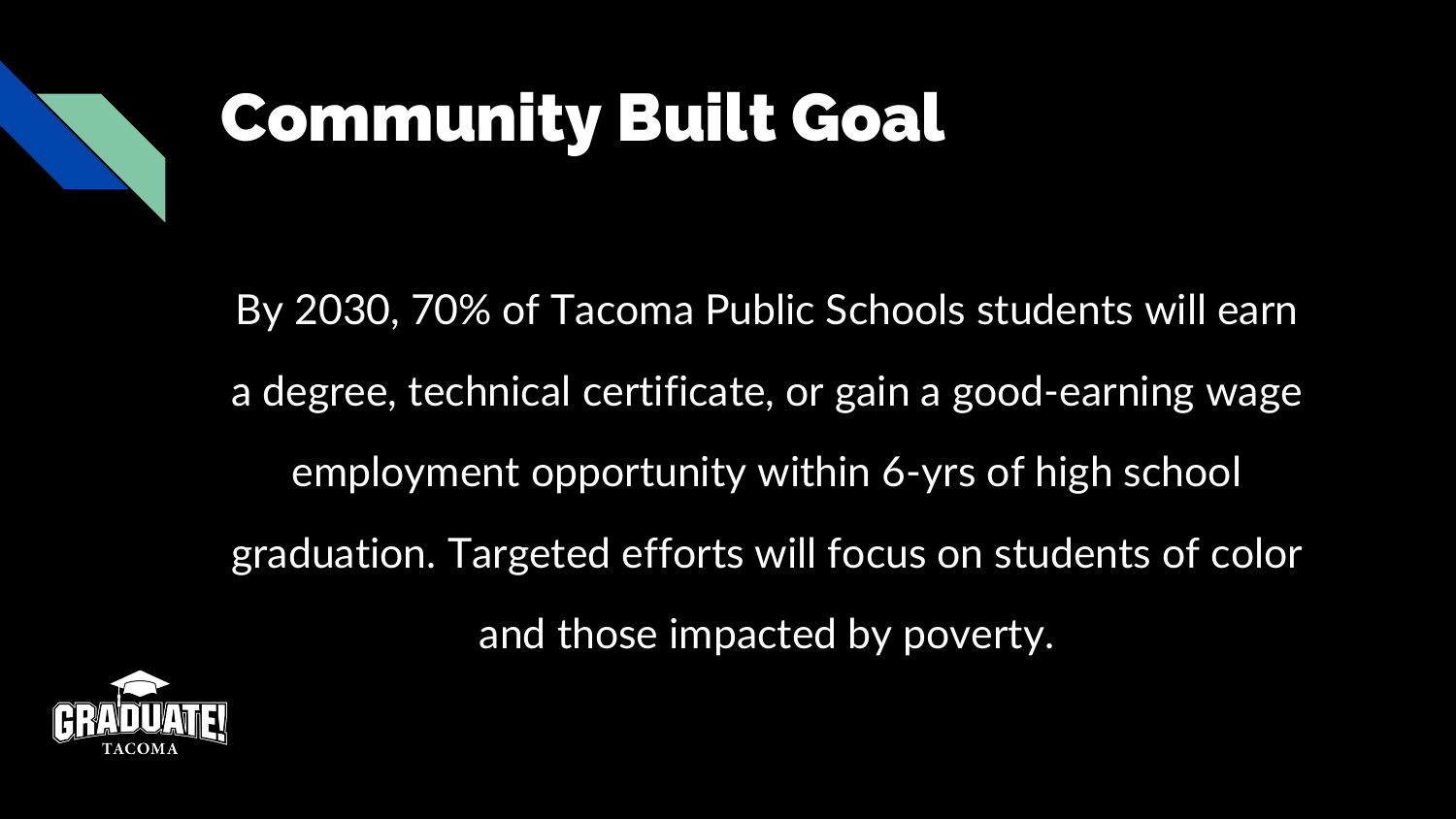# Community Built Goal

By 2030, 70% of Tacoma Public Schools students will earn a degree, technical certificate, or gain a good-earning wage employment opportunity within 6-yrs of high school graduation. Targeted efforts will focus on students of color and those impacted by poverty.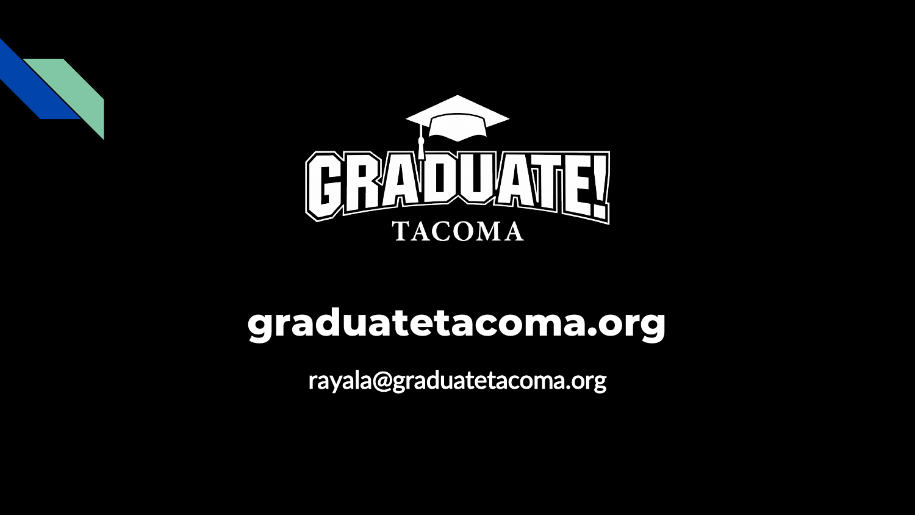GRADUATE!

TACOMA

# graduatetacoma.org

rayala@graduatetacoma.org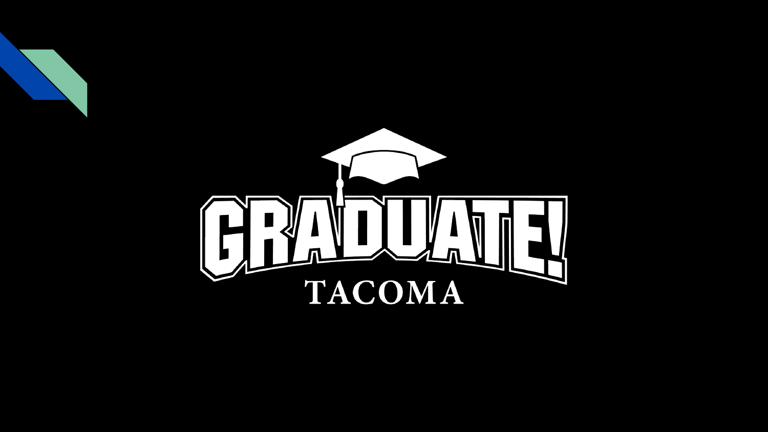GRADUATE!

TACOMA